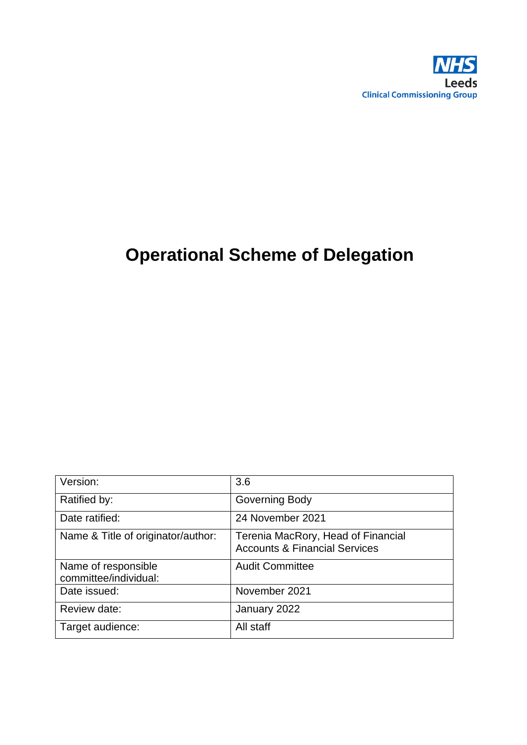NHS
Leeds
Clinical Commissioning Group

# Operational Scheme of Delegation

| Version: | 3.6 |
|---|---|
| Ratified by: | Governing Body |
| Date ratified: | 24 November 2021 |
| Name & Title of originator/author: | Terenia MacRory, Head of Financial Accounts & Financial Services |
| Name of responsible committee/individual: | Audit Committee |
| Date issued: | November 2021 |
| Review date: | January 2022 |
| Target audience: | All staff |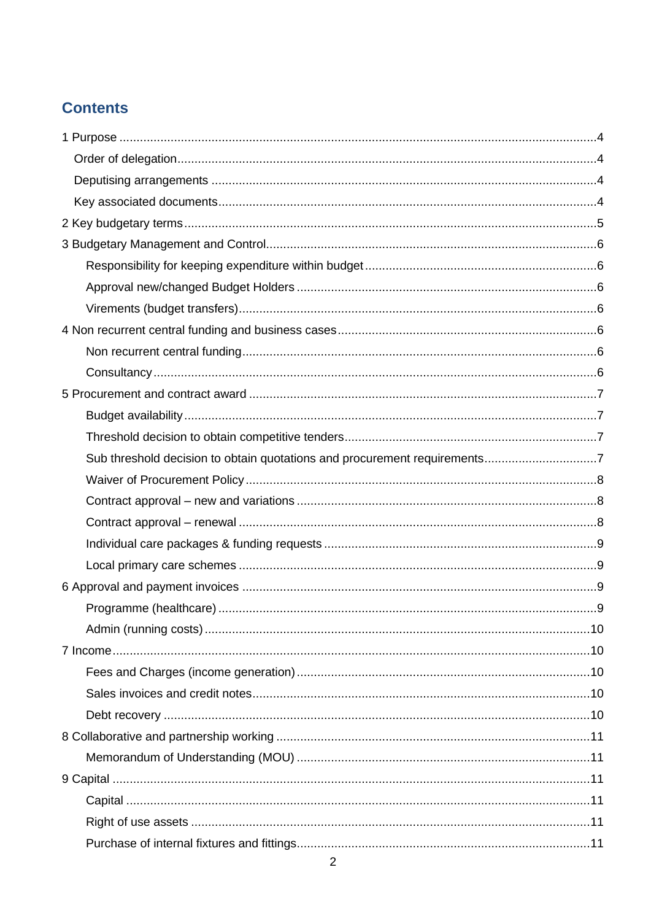# Contents

- 1 Purpose ....................................................................................................................4
  - Order of delegation....................................................................................................4
  - Deputising arrangements ..........................................................................................4
  - Key associated documents........................................................................................4
- 2 Key budgetary terms .................................................................................................5
- 3 Budgetary Management and Control..........................................................................6
  - Responsibility for keeping expenditure within budget ..............................................6
  - Approval new/changed Budget Holders ...................................................................6
  - Virements (budget transfers).....................................................................................6
- 4 Non recurrent central funding and business cases .....................................................6
  - Non recurrent central funding....................................................................................6
  - Consultancy ...............................................................................................................6
- 5 Procurement and contract award ..............................................................................7
  - Budget availability......................................................................................................7
  - Threshold decision to obtain competitive tenders......................................................7
  - Sub threshold decision to obtain quotations and procurement requirements...............7
  - Waiver of Procurement Policy ....................................................................................8
  - Contract approval – new and variations ....................................................................8
  - Contract approval – renewal ......................................................................................8
  - Individual care packages & funding requests ............................................................9
  - Local primary care schemes ......................................................................................9
- 6 Approval and payment invoices .................................................................................9
  - Programme (healthcare) .............................................................................................9
  - Admin (running costs) ...............................................................................................10
- 7 Income.....................................................................................................................10
  - Fees and Charges (income generation) ....................................................................10
  - Sales invoices and credit notes..................................................................................10
  - Debt recovery ...........................................................................................................10
- 8 Collaborative and partnership working ......................................................................11
  - Memorandum of Understanding (MOU) .....................................................................11
- 9 Capital .....................................................................................................................11
  - Capital .....................................................................................................................11
  - Right of use assets ...................................................................................................11
  - Purchase of internal fixtures and fittings...................................................................11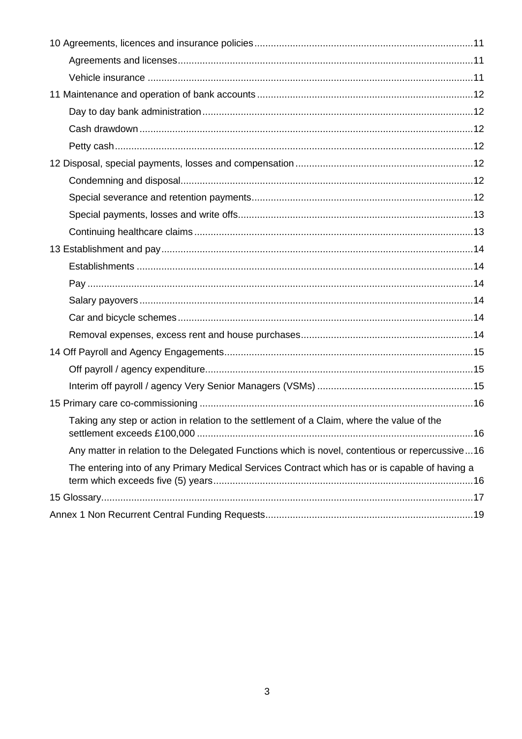- 10 Agreements, licences and insurance policies ....... 11
  - Agreements and licenses ....... 11
  - Vehicle insurance ....... 11
- 11 Maintenance and operation of bank accounts ....... 12
  - Day to day bank administration ....... 12
  - Cash drawdown ....... 12
  - Petty cash ....... 12
- 12 Disposal, special payments, losses and compensation ....... 12
  - Condemning and disposal ....... 12
  - Special severance and retention payments ....... 12
  - Special payments, losses and write offs ....... 13
  - Continuing healthcare claims ....... 13
- 13 Establishment and pay ....... 14
  - Establishments ....... 14
  - Pay ....... 14
  - Salary payovers ....... 14
  - Car and bicycle schemes ....... 14
  - Removal expenses, excess rent and house purchases ....... 14
- 14 Off Payroll and Agency Engagements ....... 15
  - Off payroll / agency expenditure ....... 15
  - Interim off payroll / agency Very Senior Managers (VSMs) ....... 15
- 15 Primary care co-commissioning ....... 16
  - Taking any step or action in relation to the settlement of a Claim, where the value of the settlement exceeds £100,000 ....... 16
  - Any matter in relation to the Delegated Functions which is novel, contentious or repercussive ....... 16
  - The entering into of any Primary Medical Services Contract which has or is capable of having a term which exceeds five (5) years ....... 16
- 15 Glossary ....... 17
- Annex 1 Non Recurrent Central Funding Requests ....... 19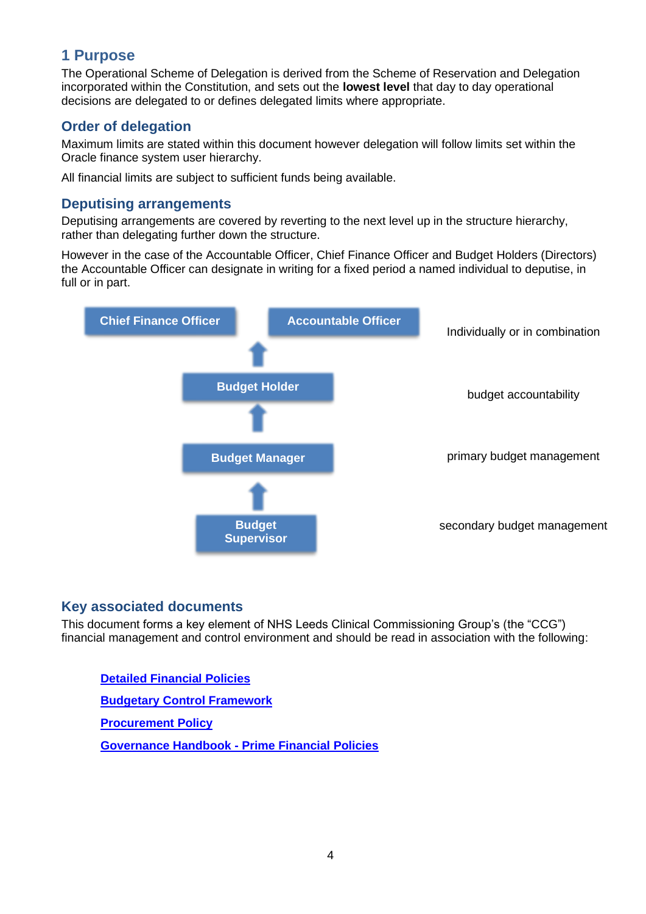## 1 Purpose

The Operational Scheme of Delegation is derived from the Scheme of Reservation and Delegation incorporated within the Constitution, and sets out the **lowest level** that day to day operational decisions are delegated to or defines delegated limits where appropriate.

### Order of delegation

Maximum limits are stated within this document however delegation will follow limits set within the Oracle finance system user hierarchy.

All financial limits are subject to sufficient funds being available.

### Deputising arrangements

Deputising arrangements are covered by reverting to the next level up in the structure hierarchy, rather than delegating further down the structure.

However in the case of the Accountable Officer, Chief Finance Officer and Budget Holders (Directors) the Accountable Officer can designate in writing for a fixed period a named individual to deputise, in full or in part.

| Role | |
|---|---|
| Chief Finance Officer / Accountable Officer | Individually or in combination |
| Budget Holder | budget accountability |
| Budget Manager | primary budget management |
| Budget Supervisor | secondary budget management |

### Key associated documents

This document forms a key element of NHS Leeds Clinical Commissioning Group's (the "CCG") financial management and control environment and should be read in association with the following:

- Detailed Financial Policies
- Budgetary Control Framework
- Procurement Policy
- Governance Handbook - Prime Financial Policies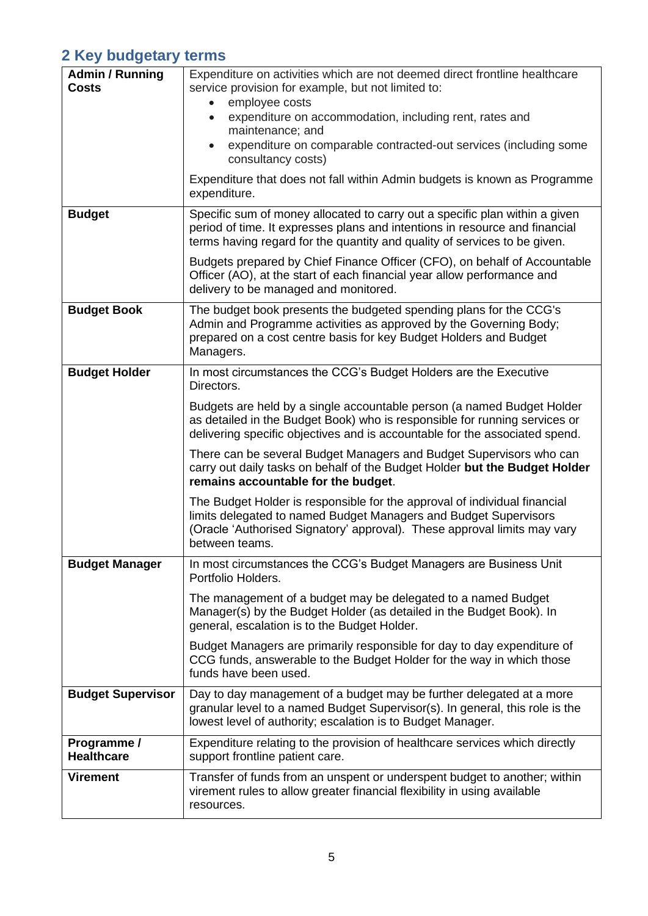## 2 Key budgetary terms

| | |
|---|---|
| **Admin / Running Costs** | Expenditure on activities which are not deemed direct frontline healthcare service provision for example, but not limited to:<br>• employee costs<br>• expenditure on accommodation, including rent, rates and maintenance; and<br>• expenditure on comparable contracted-out services (including some consultancy costs)<br><br>Expenditure that does not fall within Admin budgets is known as Programme expenditure. |
| **Budget** | Specific sum of money allocated to carry out a specific plan within a given period of time. It expresses plans and intentions in resource and financial terms having regard for the quantity and quality of services to be given.<br><br>Budgets prepared by Chief Finance Officer (CFO), on behalf of Accountable Officer (AO), at the start of each financial year allow performance and delivery to be managed and monitored. |
| **Budget Book** | The budget book presents the budgeted spending plans for the CCG's Admin and Programme activities as approved by the Governing Body; prepared on a cost centre basis for key Budget Holders and Budget Managers. |
| **Budget Holder** | In most circumstances the CCG's Budget Holders are the Executive Directors.<br><br>Budgets are held by a single accountable person (a named Budget Holder as detailed in the Budget Book) who is responsible for running services or delivering specific objectives and is accountable for the associated spend.<br><br>There can be several Budget Managers and Budget Supervisors who can carry out daily tasks on behalf of the Budget Holder **but the Budget Holder remains accountable for the budget**.<br><br>The Budget Holder is responsible for the approval of individual financial limits delegated to named Budget Managers and Budget Supervisors (Oracle 'Authorised Signatory' approval). These approval limits may vary between teams. |
| **Budget Manager** | In most circumstances the CCG's Budget Managers are Business Unit Portfolio Holders.<br><br>The management of a budget may be delegated to a named Budget Manager(s) by the Budget Holder (as detailed in the Budget Book). In general, escalation is to the Budget Holder.<br><br>Budget Managers are primarily responsible for day to day expenditure of CCG funds, answerable to the Budget Holder for the way in which those funds have been used. |
| **Budget Supervisor** | Day to day management of a budget may be further delegated at a more granular level to a named Budget Supervisor(s). In general, this role is the lowest level of authority; escalation is to Budget Manager. |
| **Programme / Healthcare** | Expenditure relating to the provision of healthcare services which directly support frontline patient care. |
| **Virement** | Transfer of funds from an unspent or underspent budget to another; within virement rules to allow greater financial flexibility in using available resources. |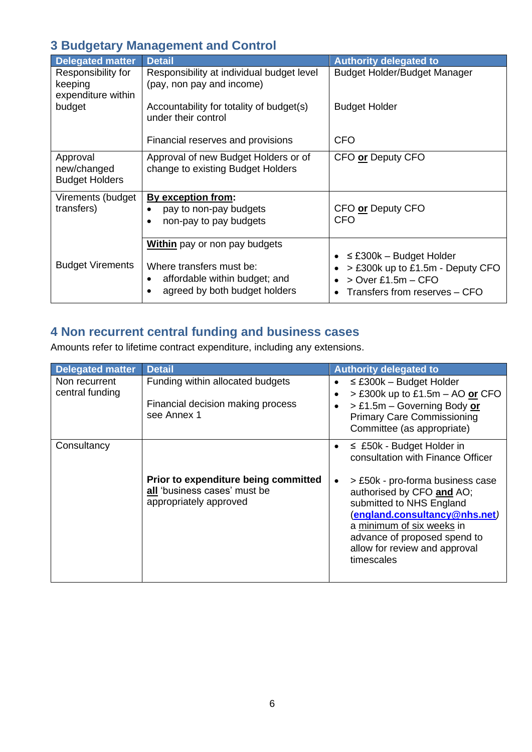## 3 Budgetary Management and Control

| Delegated matter | Detail | Authority delegated to |
|---|---|---|
| Responsibility for keeping expenditure within budget | Responsibility at individual budget level (pay, non pay and income)<br><br>Accountability for totality of budget(s) under their control<br><br>Financial reserves and provisions | Budget Holder/Budget Manager<br><br>Budget Holder<br><br>CFO |
| Approval new/changed Budget Holders | Approval of new Budget Holders or of change to existing Budget Holders | CFO **or** Deputy CFO |
| Virements (budget transfers) | **By exception from:**<br>• pay to non-pay budgets<br>• non-pay to pay budgets | CFO **or** Deputy CFO<br>CFO |
| Budget Virements | **Within** pay or non pay budgets<br><br>Where transfers must be:<br>• affordable within budget; and<br>• agreed by both budget holders | • ≤ £300k – Budget Holder<br>• > £300k up to £1.5m - Deputy CFO<br>• > Over £1.5m – CFO<br>• Transfers from reserves – CFO |

## 4 Non recurrent central funding and business cases

Amounts refer to lifetime contract expenditure, including any extensions.

| Delegated matter | Detail | Authority delegated to |
|---|---|---|
| Non recurrent central funding | Funding within allocated budgets<br><br>Financial decision making process see Annex 1 | • ≤ £300k – Budget Holder<br>• > £300k up to £1.5m – AO **or** CFO<br>• > £1.5m – Governing Body **or** Primary Care Commissioning Committee (as appropriate) |
| Consultancy | **Prior to expenditure being committed all** 'business cases' must be appropriately approved | • ≤ £50k - Budget Holder in consultation with Finance Officer<br><br>• > £50k - pro-forma business case authorised by CFO **and** AO; submitted to NHS England (**england.consultancy@nhs.net**) a minimum of six weeks in advance of proposed spend to allow for review and approval timescales |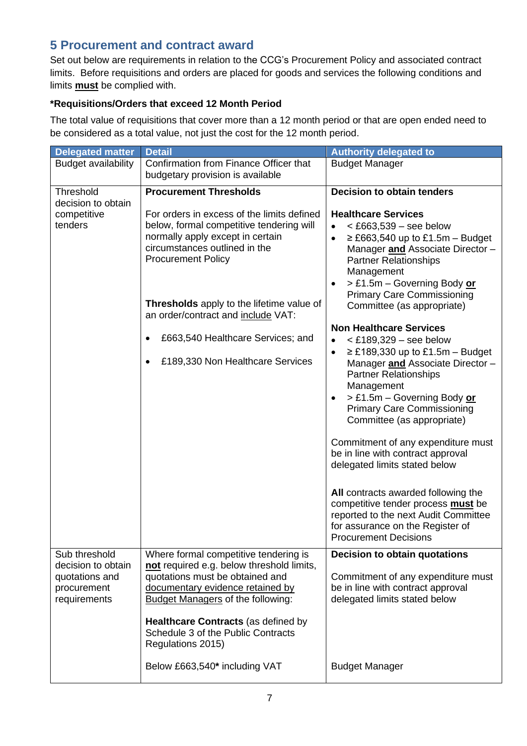## 5 Procurement and contract award

Set out below are requirements in relation to the CCG's Procurement Policy and associated contract limits. Before requisitions and orders are placed for goods and services the following conditions and limits **must** be complied with.

**\*Requisitions/Orders that exceed 12 Month Period**

The total value of requisitions that cover more than a 12 month period or that are open ended need to be considered as a total value, not just the cost for the 12 month period.

| Delegated matter | Detail | Authority delegated to |
|---|---|---|
| Budget availability | Confirmation from Finance Officer that budgetary provision is available | Budget Manager |
| Threshold decision to obtain competitive tenders | **Procurement Thresholds**<br><br>For orders in excess of the limits defined below, formal competitive tendering will normally apply except in certain circumstances outlined in the Procurement Policy<br><br>**Thresholds** apply to the lifetime value of an order/contract and include VAT:<br><br>• £663,540 Healthcare Services; and<br>• £189,330 Non Healthcare Services | **Decision to obtain tenders**<br><br>**Healthcare Services**<br>• < £663,539 – see below<br>• ≥ £663,540 up to £1.5m – Budget Manager **and** Associate Director – Partner Relationships Management<br>• > £1.5m – Governing Body **or** Primary Care Commissioning Committee (as appropriate)<br><br>**Non Healthcare Services**<br>• < £189,329 – see below<br>• ≥ £189,330 up to £1.5m – Budget Manager **and** Associate Director – Partner Relationships Management<br>• > £1.5m – Governing Body **or** Primary Care Commissioning Committee (as appropriate)<br><br>Commitment of any expenditure must be in line with contract approval delegated limits stated below<br><br>**All** contracts awarded following the competitive tender process **must** be reported to the next Audit Committee for assurance on the Register of Procurement Decisions |
| Sub threshold decision to obtain quotations and procurement requirements | Where formal competitive tendering is **not** required e.g. below threshold limits, quotations must be obtained and documentary evidence retained by Budget Managers of the following:<br><br>**Healthcare Contracts** (as defined by Schedule 3 of the Public Contracts Regulations 2015)<br><br>Below £663,540**\*** including VAT | **Decision to obtain quotations**<br><br>Commitment of any expenditure must be in line with contract approval delegated limits stated below<br><br>Budget Manager |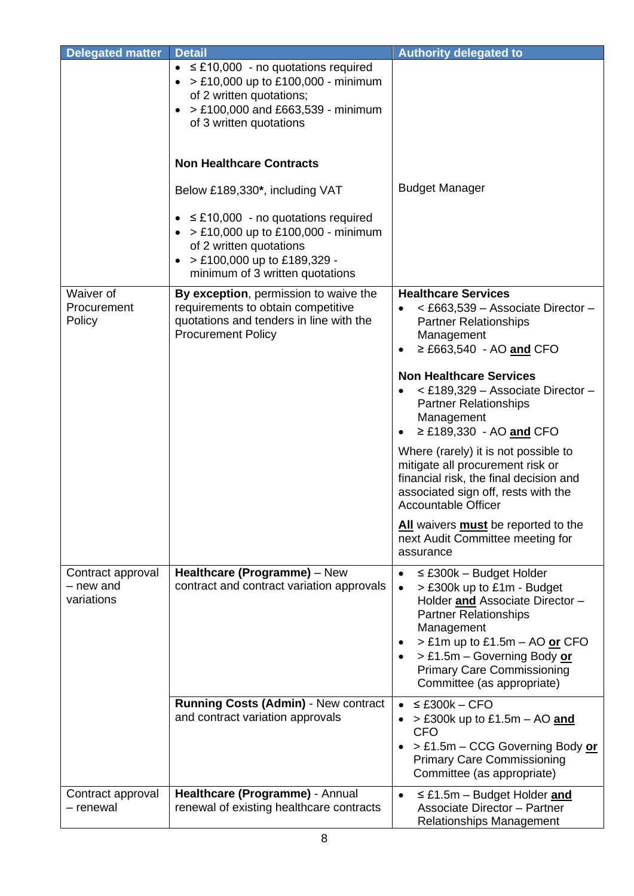| Delegated matter | Detail | Authority delegated to |
|---|---|---|
| | • ≤ £10,000 - no quotations required<br>• > £10,000 up to £100,000 - minimum of 2 written quotations;<br>• > £100,000 and £663,539 - minimum of 3 written quotations<br><br>**Non Healthcare Contracts**<br><br>Below £189,330**\***, including VAT<br><br>• ≤ £10,000 - no quotations required<br>• > £10,000 up to £100,000 - minimum of 2 written quotations<br>• > £100,000 up to £189,329 - minimum of 3 written quotations | Budget Manager |
| Waiver of Procurement Policy | **By exception**, permission to waive the requirements to obtain competitive quotations and tenders in line with the Procurement Policy | **Healthcare Services**<br>• < £663,539 – Associate Director – Partner Relationships Management<br>• ≥ £663,540 - AO **and** CFO<br><br>**Non Healthcare Services**<br>• < £189,329 – Associate Director – Partner Relationships Management<br>• ≥ £189,330 - AO **and** CFO<br><br>Where (rarely) it is not possible to mitigate all procurement risk or financial risk, the final decision and associated sign off, rests with the Accountable Officer<br><br>**All** waivers **must** be reported to the next Audit Committee meeting for assurance |
| Contract approval – new and variations | **Healthcare (Programme)** – New contract and contract variation approvals | • ≤ £300k – Budget Holder<br>• > £300k up to £1m - Budget Holder **and** Associate Director – Partner Relationships Management<br>• > £1m up to £1.5m – AO **or** CFO<br>• > £1.5m – Governing Body **or** Primary Care Commissioning Committee (as appropriate) |
| | **Running Costs (Admin)** - New contract and contract variation approvals | • ≤ £300k – CFO<br>• > £300k up to £1.5m – AO **and** CFO<br>• > £1.5m – CCG Governing Body **or** Primary Care Commissioning Committee (as appropriate) |
| Contract approval – renewal | **Healthcare (Programme)** - Annual renewal of existing healthcare contracts | • ≤ £1.5m – Budget Holder **and** Associate Director – Partner Relationships Management |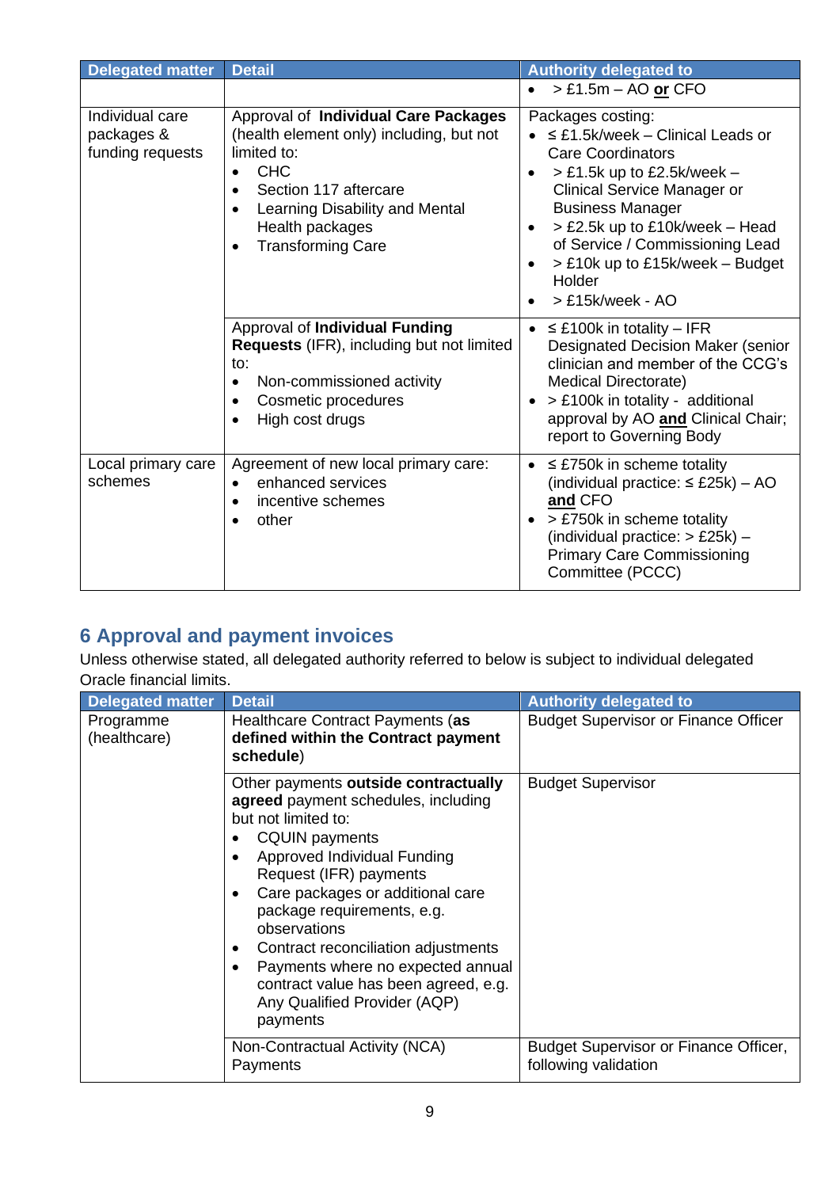| Delegated matter | Detail | Authority delegated to |
|---|---|---|
| | | • > £1.5m – AO **or** CFO |
| Individual care packages & funding requests | Approval of **Individual Care Packages** (health element only) including, but not limited to:<br>• CHC<br>• Section 117 aftercare<br>• Learning Disability and Mental Health packages<br>• Transforming Care | Packages costing:<br>• ≤ £1.5k/week – Clinical Leads or Care Coordinators<br>• > £1.5k up to £2.5k/week – Clinical Service Manager or Business Manager<br>• > £2.5k up to £10k/week – Head of Service / Commissioning Lead<br>• > £10k up to £15k/week – Budget Holder<br>• > £15k/week - AO |
| | Approval of **Individual Funding Requests** (IFR), including but not limited to:<br>• Non-commissioned activity<br>• Cosmetic procedures<br>• High cost drugs | • ≤ £100k in totality – IFR Designated Decision Maker (senior clinician and member of the CCG's Medical Directorate)<br>• > £100k in totality - additional approval by AO **and** Clinical Chair; report to Governing Body |
| Local primary care schemes | Agreement of new local primary care:<br>• enhanced services<br>• incentive schemes<br>• other | • ≤ £750k in scheme totality (individual practice: ≤ £25k) – AO **and** CFO<br>• > £750k in scheme totality (individual practice: > £25k) – Primary Care Commissioning Committee (PCCC) |

## 6 Approval and payment invoices

Unless otherwise stated, all delegated authority referred to below is subject to individual delegated Oracle financial limits.

| Delegated matter | Detail | Authority delegated to |
|---|---|---|
| Programme (healthcare) | Healthcare Contract Payments (**as defined within the Contract payment schedule**) | Budget Supervisor or Finance Officer |
| | Other payments **outside contractually agreed** payment schedules, including but not limited to:<br>• CQUIN payments<br>• Approved Individual Funding Request (IFR) payments<br>• Care packages or additional care package requirements, e.g. observations<br>• Contract reconciliation adjustments<br>• Payments where no expected annual contract value has been agreed, e.g. Any Qualified Provider (AQP) payments | Budget Supervisor |
| | Non-Contractual Activity (NCA) Payments | Budget Supervisor or Finance Officer, following validation |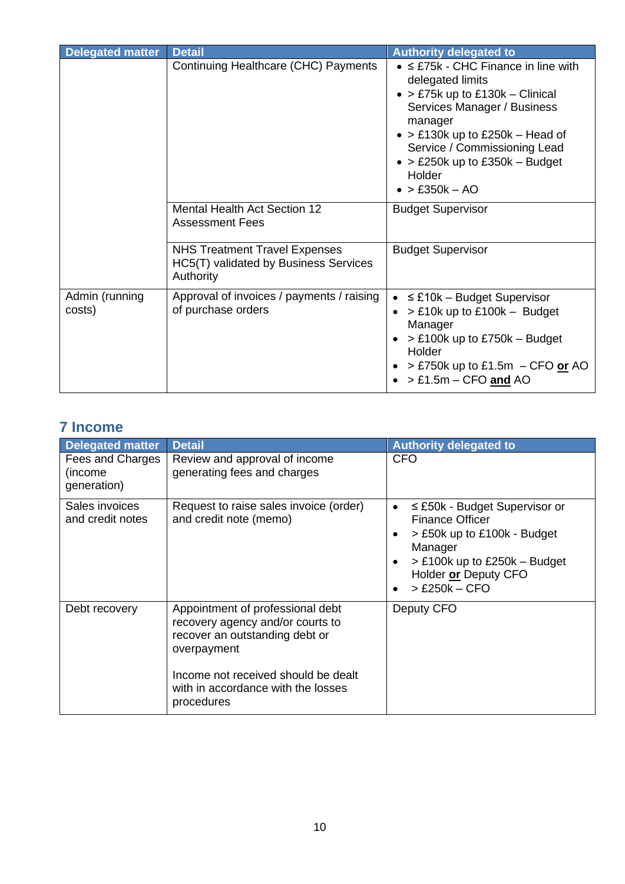| Delegated matter | Detail | Authority delegated to |
|---|---|---|
| | Continuing Healthcare (CHC) Payments | • ≤ £75k - CHC Finance in line with delegated limits<br>• > £75k up to £130k – Clinical Services Manager / Business manager<br>• > £130k up to £250k – Head of Service / Commissioning Lead<br>• > £250k up to £350k – Budget Holder<br>• > £350k – AO |
| | Mental Health Act Section 12 Assessment Fees | Budget Supervisor |
| | NHS Treatment Travel Expenses HC5(T) validated by Business Services Authority | Budget Supervisor |
| Admin (running costs) | Approval of invoices / payments / raising of purchase orders | • ≤ £10k – Budget Supervisor<br>• > £10k up to £100k – Budget Manager<br>• > £100k up to £750k – Budget Holder<br>• > £750k up to £1.5m – CFO **or** AO<br>• > £1.5m – CFO **and** AO |

## 7 Income

| Delegated matter | Detail | Authority delegated to |
|---|---|---|
| Fees and Charges (income generation) | Review and approval of income generating fees and charges | CFO |
| Sales invoices and credit notes | Request to raise sales invoice (order) and credit note (memo) | • ≤ £50k - Budget Supervisor or Finance Officer<br>• > £50k up to £100k - Budget Manager<br>• > £100k up to £250k – Budget Holder **or** Deputy CFO<br>• > £250k – CFO |
| Debt recovery | Appointment of professional debt recovery agency and/or courts to recover an outstanding debt or overpayment<br><br>Income not received should be dealt with in accordance with the losses procedures | Deputy CFO |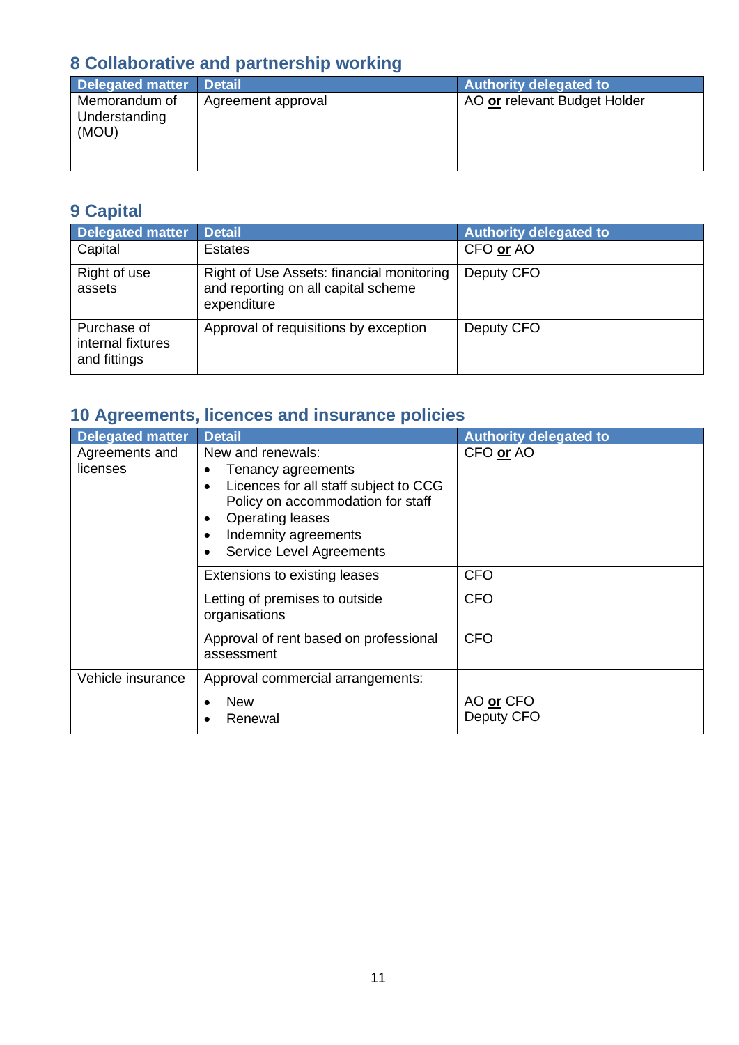## 8 Collaborative and partnership working

| Delegated matter | Detail | Authority delegated to |
|---|---|---|
| Memorandum of Understanding (MOU) | Agreement approval | AO **or** relevant Budget Holder |

## 9 Capital

| Delegated matter | Detail | Authority delegated to |
|---|---|---|
| Capital | Estates | CFO **or** AO |
| Right of use assets | Right of Use Assets: financial monitoring and reporting on all capital scheme expenditure | Deputy CFO |
| Purchase of internal fixtures and fittings | Approval of requisitions by exception | Deputy CFO |

## 10 Agreements, licences and insurance policies

| Delegated matter | Detail | Authority delegated to |
|---|---|---|
| Agreements and licenses | New and renewals:<br>• Tenancy agreements<br>• Licences for all staff subject to CCG Policy on accommodation for staff<br>• Operating leases<br>• Indemnity agreements<br>• Service Level Agreements | CFO **or** AO |
| | Extensions to existing leases | CFO |
| | Letting of premises to outside organisations | CFO |
| | Approval of rent based on professional assessment | CFO |
| Vehicle insurance | Approval commercial arrangements:<br>• New<br>• Renewal | AO **or** CFO<br>Deputy CFO |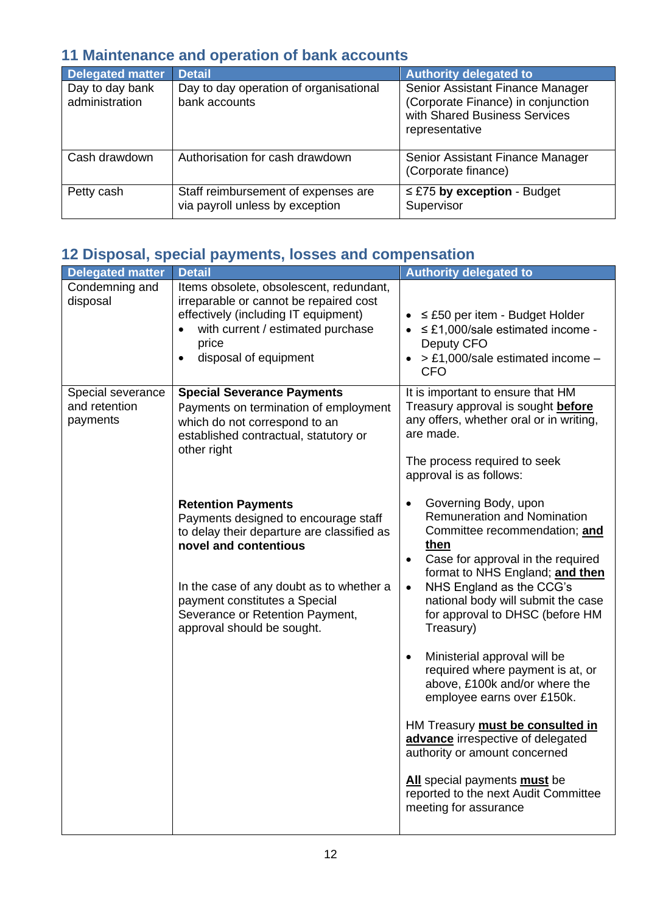## 11 Maintenance and operation of bank accounts

| Delegated matter | Detail | Authority delegated to |
|---|---|---|
| Day to day bank administration | Day to day operation of organisational bank accounts | Senior Assistant Finance Manager (Corporate Finance) in conjunction with Shared Business Services representative |
| Cash drawdown | Authorisation for cash drawdown | Senior Assistant Finance Manager (Corporate finance) |
| Petty cash | Staff reimbursement of expenses are via payroll unless by exception | ≤ £75 **by exception** - Budget Supervisor |

## 12 Disposal, special payments, losses and compensation

| Delegated matter | Detail | Authority delegated to |
|---|---|---|
| Condemning and disposal | Items obsolete, obsolescent, redundant, irreparable or cannot be repaired cost effectively (including IT equipment)<br>• with current / estimated purchase price<br>• disposal of equipment | • ≤ £50 per item - Budget Holder<br>• ≤ £1,000/sale estimated income - Deputy CFO<br>• > £1,000/sale estimated income – CFO |
| Special severance and retention payments | **Special Severance Payments**<br>Payments on termination of employment which do not correspond to an established contractual, statutory or other right<br><br>**Retention Payments**<br>Payments designed to encourage staff to delay their departure are classified as **novel and contentious**<br><br>In the case of any doubt as to whether a payment constitutes a Special Severance or Retention Payment, approval should be sought. | It is important to ensure that HM Treasury approval is sought **before** any offers, whether oral or in writing, are made.<br><br>The process required to seek approval is as follows:<br><br>• Governing Body, upon Remuneration and Nomination Committee recommendation; **and then**<br>• Case for approval in the required format to NHS England; **and then**<br>• NHS England as the CCG's national body will submit the case for approval to DHSC (before HM Treasury)<br><br>• Ministerial approval will be required where payment is at, or above, £100k and/or where the employee earns over £150k.<br><br>HM Treasury **must be consulted in advance** irrespective of delegated authority or amount concerned<br><br>**All** special payments **must** be reported to the next Audit Committee meeting for assurance |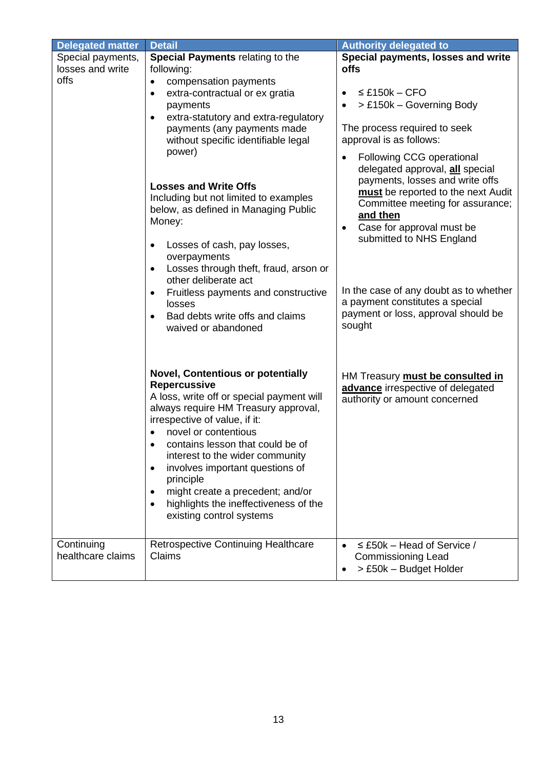| Delegated matter | Detail | Authority delegated to |
|---|---|---|
| Special payments, losses and write offs | **Special Payments** relating to the following:<br>• compensation payments<br>• extra-contractual or ex gratia payments<br>• extra-statutory and extra-regulatory payments (any payments made without specific identifiable legal power)<br><br>**Losses and Write Offs**<br>Including but not limited to examples below, as defined in Managing Public Money:<br>• Losses of cash, pay losses, overpayments<br>• Losses through theft, fraud, arson or other deliberate act<br>• Fruitless payments and constructive losses<br>• Bad debts write offs and claims waived or abandoned | **Special payments, losses and write offs**<br>• ≤ £150k – CFO<br>• > £150k – Governing Body<br><br>The process required to seek approval is as follows:<br>• Following CCG operational delegated approval, **<u>all</u>** special payments, losses and write offs **<u>must</u>** be reported to the next Audit Committee meeting for assurance; **<u>and then</u>**<br>• Case for approval must be submitted to NHS England<br><br>In the case of any doubt as to whether a payment constitutes a special payment or loss, approval should be sought |
| | **Novel, Contentious or potentially Repercussive**<br>A loss, write off or special payment will always require HM Treasury approval, irrespective of value, if it:<br>• novel or contentious<br>• contains lesson that could be of interest to the wider community<br>• involves important questions of principle<br>• might create a precedent; and/or<br>• highlights the ineffectiveness of the existing control systems | HM Treasury **<u>must be consulted in advance</u>** irrespective of delegated authority or amount concerned |
| Continuing healthcare claims | Retrospective Continuing Healthcare Claims | • ≤ £50k – Head of Service / Commissioning Lead<br>• > £50k – Budget Holder |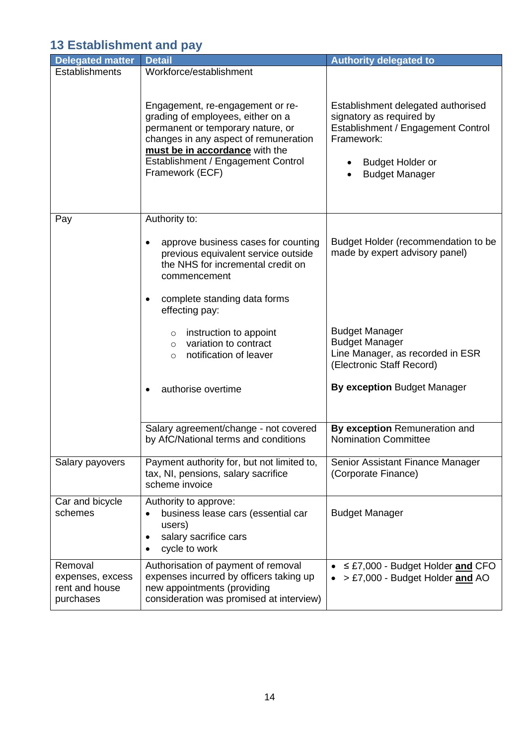## 13 Establishment and pay

| Delegated matter | Detail | Authority delegated to |
|---|---|---|
| Establishments | Workforce/establishment<br><br>Engagement, re-engagement or re-grading of employees, either on a permanent or temporary nature, or changes in any aspect of remuneration **<u>must be in accordance</u>** with the Establishment / Engagement Control Framework (ECF) | Establishment delegated authorised signatory as required by Establishment / Engagement Control Framework:<br>• Budget Holder or<br>• Budget Manager |
| Pay | Authority to:<br>• approve business cases for counting previous equivalent service outside the NHS for incremental credit on commencement<br>• complete standing data forms effecting pay:<br>  ○ instruction to appoint<br>  ○ variation to contract<br>  ○ notification of leaver<br>• authorise overtime | Budget Holder (recommendation to be made by expert advisory panel)<br><br>Budget Manager<br>Budget Manager<br>Line Manager, as recorded in ESR (Electronic Staff Record)<br><br>**By exception** Budget Manager |
| | Salary agreement/change - not covered by AfC/National terms and conditions | **By exception** Remuneration and Nomination Committee |
| Salary payovers | Payment authority for, but not limited to, tax, NI, pensions, salary sacrifice scheme invoice | Senior Assistant Finance Manager (Corporate Finance) |
| Car and bicycle schemes | Authority to approve:<br>• business lease cars (essential car users)<br>• salary sacrifice cars<br>• cycle to work | Budget Manager |
| Removal expenses, excess rent and house purchases | Authorisation of payment of removal expenses incurred by officers taking up new appointments (providing consideration was promised at interview) | • ≤ £7,000 - Budget Holder **<u>and</u>** CFO<br>• > £7,000 - Budget Holder **<u>and</u>** AO |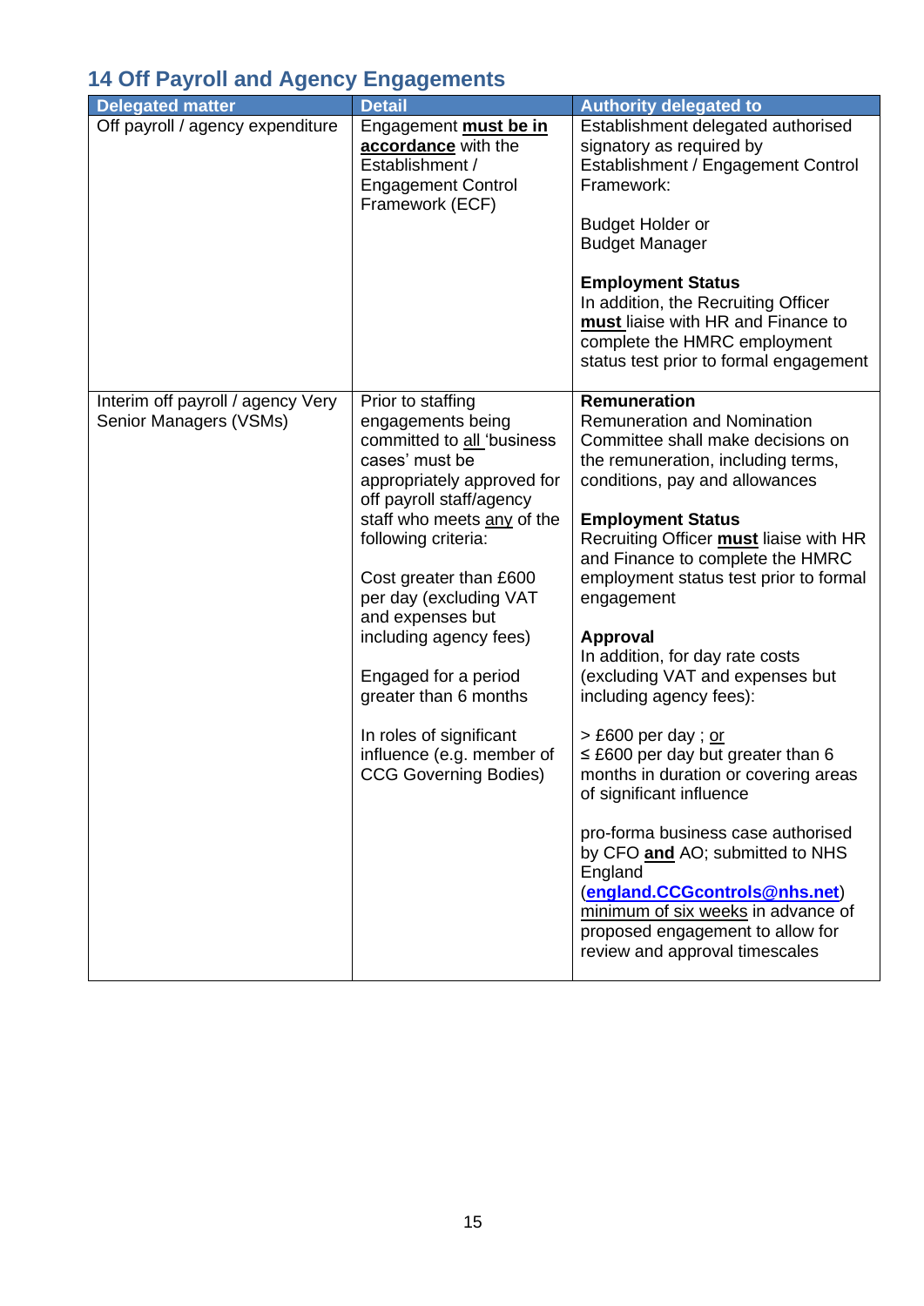## 14 Off Payroll and Agency Engagements

| Delegated matter | Detail | Authority delegated to |
|---|---|---|
| Off payroll / agency expenditure | Engagement **must be in accordance** with the Establishment / Engagement Control Framework (ECF) | Establishment delegated authorised signatory as required by Establishment / Engagement Control Framework:<br><br>Budget Holder or<br>Budget Manager<br><br>**Employment Status**<br>In addition, the Recruiting Officer **must** liaise with HR and Finance to complete the HMRC employment status test prior to formal engagement |
| Interim off payroll / agency Very Senior Managers (VSMs) | Prior to staffing engagements being committed to all 'business cases' must be appropriately approved for off payroll staff/agency staff who meets any of the following criteria:<br><br>Cost greater than £600 per day (excluding VAT and expenses but including agency fees)<br><br>Engaged for a period greater than 6 months<br><br>In roles of significant influence (e.g. member of CCG Governing Bodies) | **Remuneration**<br>Remuneration and Nomination Committee shall make decisions on the remuneration, including terms, conditions, pay and allowances<br><br>**Employment Status**<br>Recruiting Officer **must** liaise with HR and Finance to complete the HMRC employment status test prior to formal engagement<br><br>**Approval**<br>In addition, for day rate costs (excluding VAT and expenses but including agency fees):<br><br>> £600 per day ; or<br>≤ £600 per day but greater than 6 months in duration or covering areas of significant influence<br><br>pro-forma business case authorised by CFO **and** AO; submitted to NHS England (**england.CCGcontrols@nhs.net**) minimum of six weeks in advance of proposed engagement to allow for review and approval timescales |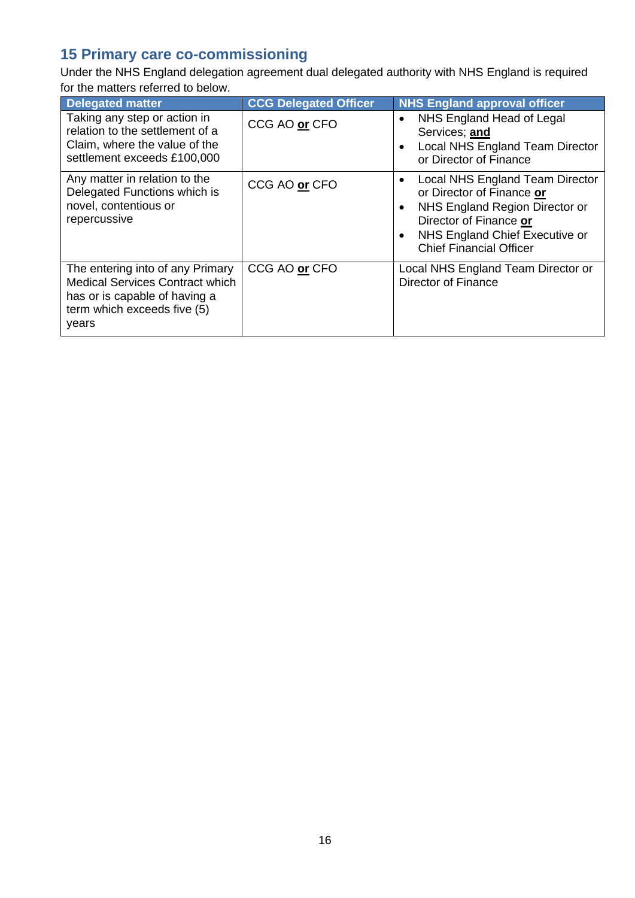## 15 Primary care co-commissioning

Under the NHS England delegation agreement dual delegated authority with NHS England is required for the matters referred to below.

| Delegated matter | CCG Delegated Officer | NHS England approval officer |
|---|---|---|
| Taking any step or action in relation to the settlement of a Claim, where the value of the settlement exceeds £100,000 | CCG AO **or** CFO | • NHS England Head of Legal Services; **and**<br>• Local NHS England Team Director or Director of Finance |
| Any matter in relation to the Delegated Functions which is novel, contentious or repercussive | CCG AO **or** CFO | • Local NHS England Team Director or Director of Finance **or**<br>• NHS England Region Director or Director of Finance **or**<br>• NHS England Chief Executive or Chief Financial Officer |
| The entering into of any Primary Medical Services Contract which has or is capable of having a term which exceeds five (5) years | CCG AO **or** CFO | Local NHS England Team Director or Director of Finance |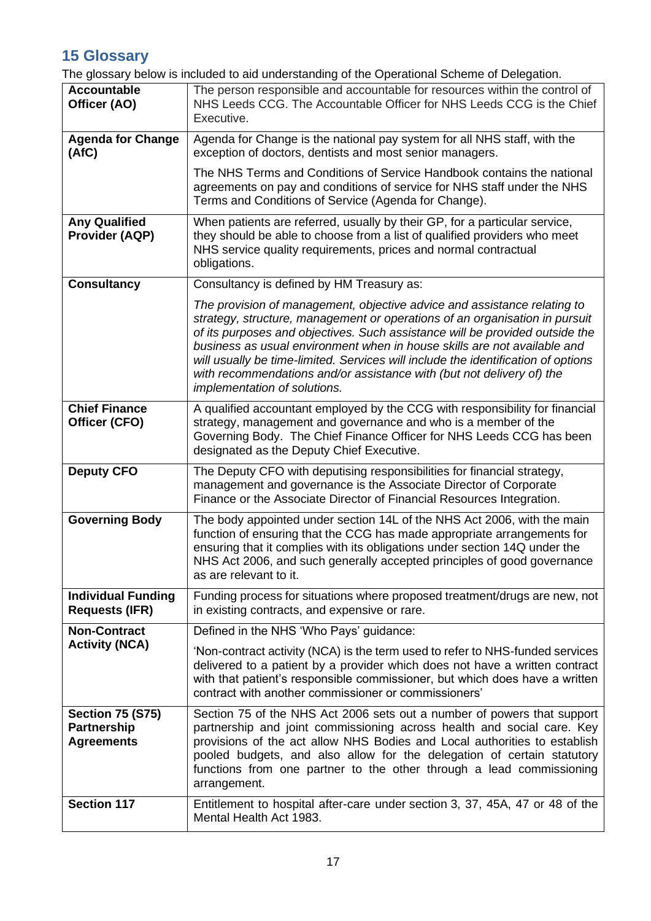## 15 Glossary

The glossary below is included to aid understanding of the Operational Scheme of Delegation.

| | |
|---|---|
| **Accountable Officer (AO)** | The person responsible and accountable for resources within the control of NHS Leeds CCG. The Accountable Officer for NHS Leeds CCG is the Chief Executive. |
| **Agenda for Change (AfC)** | Agenda for Change is the national pay system for all NHS staff, with the exception of doctors, dentists and most senior managers.<br><br>The NHS Terms and Conditions of Service Handbook contains the national agreements on pay and conditions of service for NHS staff under the NHS Terms and Conditions of Service (Agenda for Change). |
| **Any Qualified Provider (AQP)** | When patients are referred, usually by their GP, for a particular service, they should be able to choose from a list of qualified providers who meet NHS service quality requirements, prices and normal contractual obligations. |
| **Consultancy** | Consultancy is defined by HM Treasury as:<br><br>*The provision of management, objective advice and assistance relating to strategy, structure, management or operations of an organisation in pursuit of its purposes and objectives. Such assistance will be provided outside the business as usual environment when in house skills are not available and will usually be time-limited. Services will include the identification of options with recommendations and/or assistance with (but not delivery of) the implementation of solutions.* |
| **Chief Finance Officer (CFO)** | A qualified accountant employed by the CCG with responsibility for financial strategy, management and governance and who is a member of the Governing Body. The Chief Finance Officer for NHS Leeds CCG has been designated as the Deputy Chief Executive. |
| **Deputy CFO** | The Deputy CFO with deputising responsibilities for financial strategy, management and governance is the Associate Director of Corporate Finance or the Associate Director of Financial Resources Integration. |
| **Governing Body** | The body appointed under section 14L of the NHS Act 2006, with the main function of ensuring that the CCG has made appropriate arrangements for ensuring that it complies with its obligations under section 14Q under the NHS Act 2006, and such generally accepted principles of good governance as are relevant to it. |
| **Individual Funding Requests (IFR)** | Funding process for situations where proposed treatment/drugs are new, not in existing contracts, and expensive or rare. |
| **Non-Contract Activity (NCA)** | Defined in the NHS 'Who Pays' guidance:<br><br>'Non-contract activity (NCA) is the term used to refer to NHS-funded services delivered to a patient by a provider which does not have a written contract with that patient's responsible commissioner, but which does have a written contract with another commissioner or commissioners' |
| **Section 75 (S75) Partnership Agreements** | Section 75 of the NHS Act 2006 sets out a number of powers that support partnership and joint commissioning across health and social care. Key provisions of the act allow NHS Bodies and Local authorities to establish pooled budgets, and also allow for the delegation of certain statutory functions from one partner to the other through a lead commissioning arrangement. |
| **Section 117** | Entitlement to hospital after-care under section 3, 37, 45A, 47 or 48 of the Mental Health Act 1983. |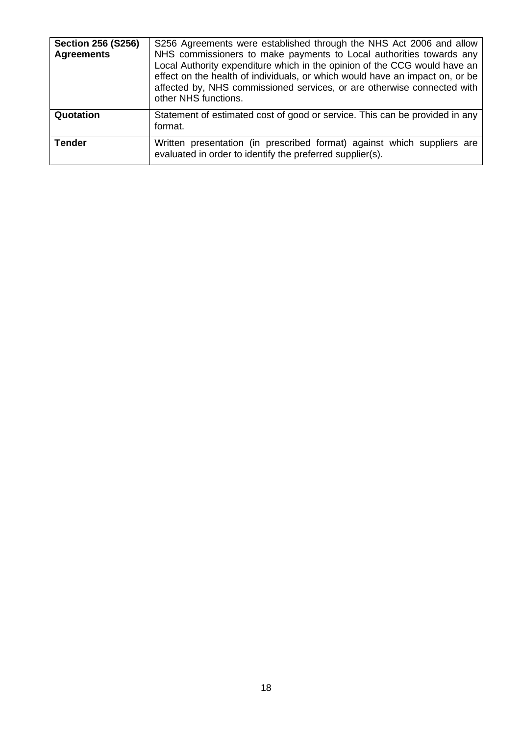| | |
|---|---|
| **Section 256 (S256) Agreements** | S256 Agreements were established through the NHS Act 2006 and allow NHS commissioners to make payments to Local authorities towards any Local Authority expenditure which in the opinion of the CCG would have an effect on the health of individuals, or which would have an impact on, or be affected by, NHS commissioned services, or are otherwise connected with other NHS functions. |
| **Quotation** | Statement of estimated cost of good or service. This can be provided in any format. |
| **Tender** | Written presentation (in prescribed format) against which suppliers are evaluated in order to identify the preferred supplier(s). |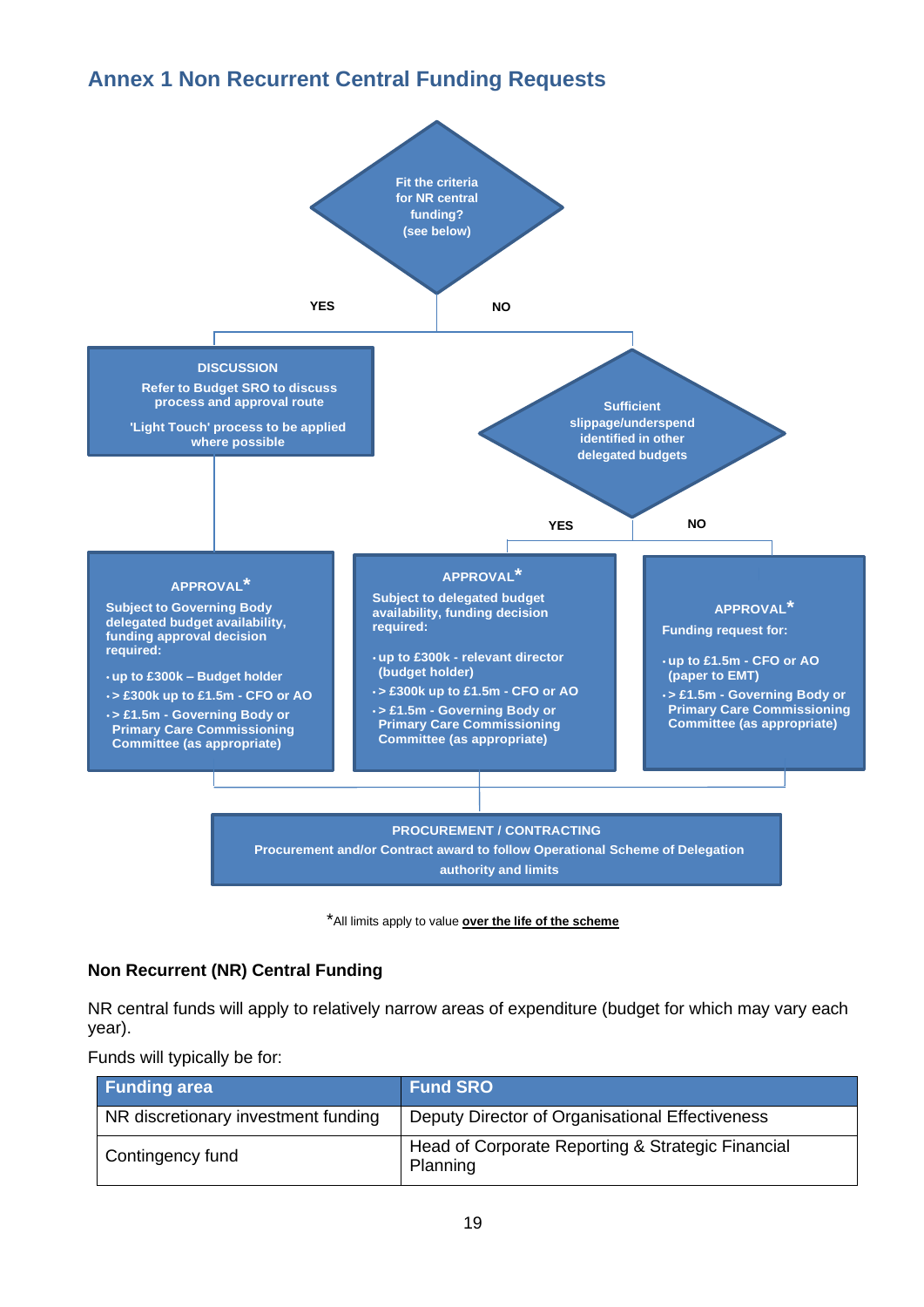## Annex 1 Non Recurrent Central Funding Requests

Fit the criteria for NR central funding? (see below)

YES

NO

**DISCUSSION**

Refer to Budget SRO to discuss process and approval route

'Light Touch' process to be applied where possible

Sufficient slippage/underspend identified in other delegated budgets

YES

NO

**APPROVAL***

Subject to Governing Body delegated budget availability, funding approval decision required:

- up to £300k – Budget holder
- > £300k up to £1.5m - CFO or AO
- > £1.5m - Governing Body or Primary Care Commissioning Committee (as appropriate)

**APPROVAL***

Subject to delegated budget availability, funding decision required:

- up to £300k - relevant director (budget holder)
- > £300k up to £1.5m - CFO or AO
- > £1.5m - Governing Body or Primary Care Commissioning Committee (as appropriate)

**APPROVAL***

Funding request for:

- up to £1.5m - CFO or AO (paper to EMT)
- > £1.5m - Governing Body or Primary Care Commissioning Committee (as appropriate)

**PROCUREMENT / CONTRACTING**

Procurement and/or Contract award to follow Operational Scheme of Delegation authority and limits

*All limits apply to value **over the life of the scheme**

### Non Recurrent (NR) Central Funding

NR central funds will apply to relatively narrow areas of expenditure (budget for which may vary each year).

Funds will typically be for:

| Funding area | Fund SRO |
|---|---|
| NR discretionary investment funding | Deputy Director of Organisational Effectiveness |
| Contingency fund | Head of Corporate Reporting & Strategic Financial Planning |